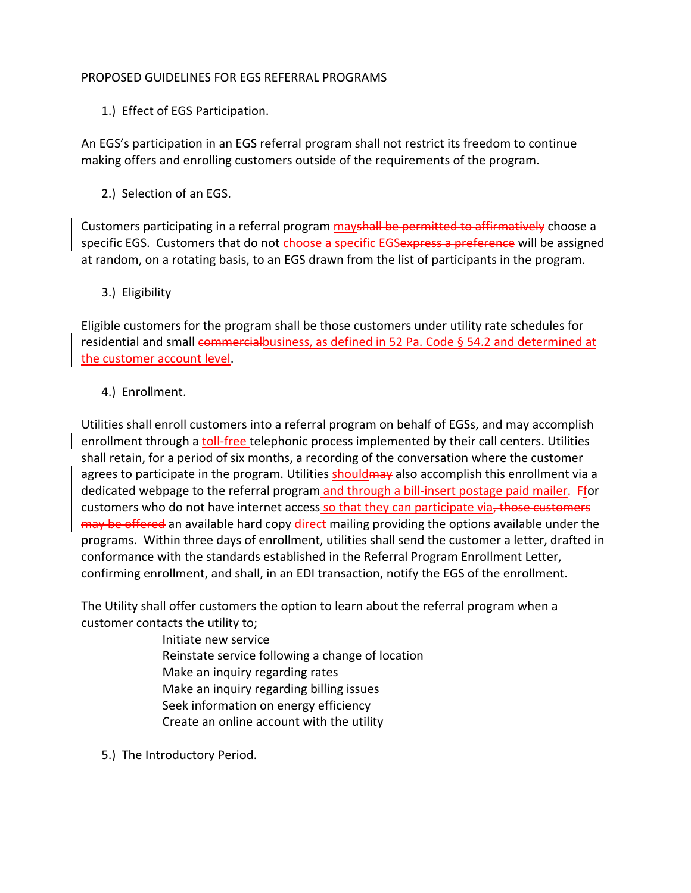PROPOSED GUIDELINES FOR EGS REFERRAL PROGRAMS

1.) Effect of EGS Participation.

An EGS's participation in an EGS referral program shall not restrict its freedom to continue making offers and enrolling customers outside of the requirements of the program.

2.) Selection of an EGS.

Customers participating in a referral program <u>may</u>~~shall be permitted to affirmatively~~ choose a specific EGS. Customers that do not <u>choose a specific EGS</u>~~express a preference~~ will be assigned at random, on a rotating basis, to an EGS drawn from the list of participants in the program.

3.) Eligibility

Eligible customers for the program shall be those customers under utility rate schedules for residential and small ~~commercial~~<u>business, as defined in 52 Pa. Code § 54.2 and determined at the customer account level</u>.

4.) Enrollment.

Utilities shall enroll customers into a referral program on behalf of EGSs, and may accomplish enrollment through a <u>toll-free</u> telephonic process implemented by their call centers. Utilities shall retain, for a period of six months, a recording of the conversation where the customer agrees to participate in the program. Utilities <u>should</u>~~may~~ also accomplish this enrollment via a dedicated webpage to the referral program<u> and through a bill-insert postage paid mailer.</u>~~ F~~<u>f</u>or customers who do not have internet access<u> so that they can participate via</u>~~, those customers may be offered~~ an available hard copy <u>direct</u> mailing providing the options available under the programs. Within three days of enrollment, utilities shall send the customer a letter, drafted in conformance with the standards established in the Referral Program Enrollment Letter, confirming enrollment, and shall, in an EDI transaction, notify the EGS of the enrollment.

The Utility shall offer customers the option to learn about the referral program when a customer contacts the utility to;

- Initiate new service
- Reinstate service following a change of location
- Make an inquiry regarding rates
- Make an inquiry regarding billing issues
- Seek information on energy efficiency
- Create an online account with the utility

5.) The Introductory Period.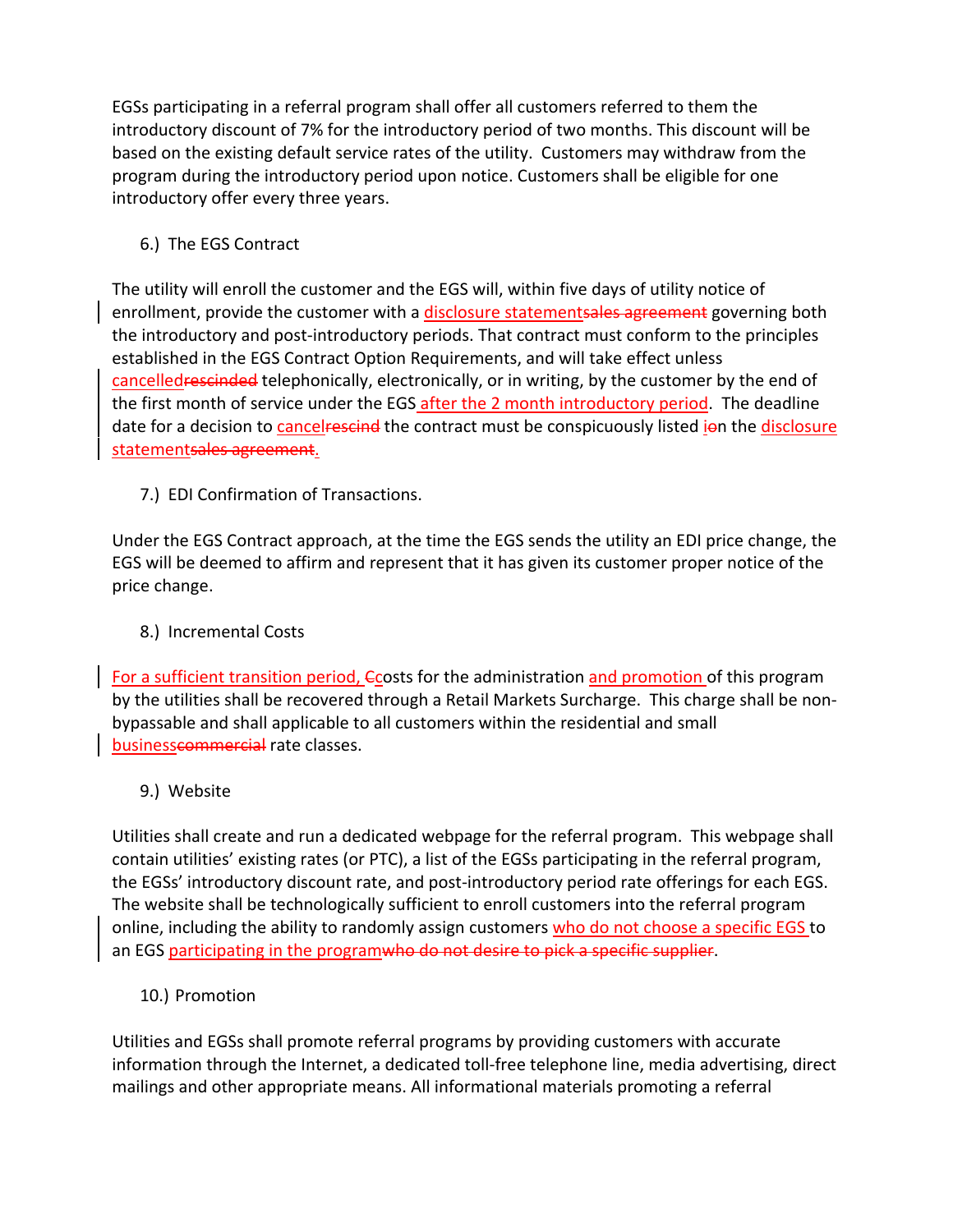EGSs participating in a referral program shall offer all customers referred to them the introductory discount of 7% for the introductory period of two months. This discount will be based on the existing default service rates of the utility. Customers may withdraw from the program during the introductory period upon notice. Customers shall be eligible for one introductory offer every three years.

6.) The EGS Contract

The utility will enroll the customer and the EGS will, within five days of utility notice of enrollment, provide the customer with a disclosure statement~~sales agreement~~ governing both the introductory and post-introductory periods. That contract must conform to the principles established in the EGS Contract Option Requirements, and will take effect unless cancelled~~rescinded~~ telephonically, electronically, or in writing, by the customer by the end of the first month of service under the EGS after the 2 month introductory period. The deadline date for a decision to cancel~~rescind~~ the contract must be conspicuously listed i~~o~~n the disclosure statement~~sales agreement~~.

7.) EDI Confirmation of Transactions.

Under the EGS Contract approach, at the time the EGS sends the utility an EDI price change, the EGS will be deemed to affirm and represent that it has given its customer proper notice of the price change.

8.) Incremental Costs

For a sufficient transition period, ~~C~~costs for the administration and promotion of this program by the utilities shall be recovered through a Retail Markets Surcharge. This charge shall be non-bypassable and shall applicable to all customers within the residential and small business~~commercial~~ rate classes.

9.) Website

Utilities shall create and run a dedicated webpage for the referral program. This webpage shall contain utilities' existing rates (or PTC), a list of the EGSs participating in the referral program, the EGSs' introductory discount rate, and post-introductory period rate offerings for each EGS. The website shall be technologically sufficient to enroll customers into the referral program online, including the ability to randomly assign customers who do not choose a specific EGS to an EGS participating in the program~~who do not desire to pick a specific supplier~~.

10.) Promotion

Utilities and EGSs shall promote referral programs by providing customers with accurate information through the Internet, a dedicated toll-free telephone line, media advertising, direct mailings and other appropriate means. All informational materials promoting a referral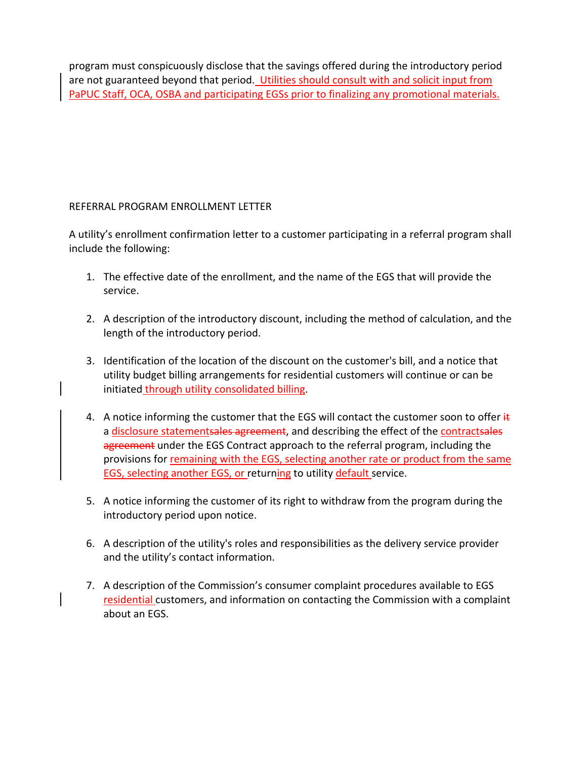program must conspicuously disclose that the savings offered during the introductory period are not guaranteed beyond that period. Utilities should consult with and solicit input from PaPUC Staff, OCA, OSBA and participating EGSs prior to finalizing any promotional materials.

REFERRAL PROGRAM ENROLLMENT LETTER

A utility's enrollment confirmation letter to a customer participating in a referral program shall include the following:

1. The effective date of the enrollment, and the name of the EGS that will provide the service.

2. A description of the introductory discount, including the method of calculation, and the length of the introductory period.

3. Identification of the location of the discount on the customer's bill, and a notice that utility budget billing arrangements for residential customers will continue or can be initiated through utility consolidated billing.

4. A notice informing the customer that the EGS will contact the customer soon to offer ~~it~~ a disclosure statement~~sales agreement~~, and describing the effect of the contract~~sales agreement~~ under the EGS Contract approach to the referral program, including the provisions for remaining with the EGS, selecting another rate or product from the same EGS, selecting another EGS, or returning to utility default service.

5. A notice informing the customer of its right to withdraw from the program during the introductory period upon notice.

6. A description of the utility's roles and responsibilities as the delivery service provider and the utility's contact information.

7. A description of the Commission's consumer complaint procedures available to EGS residential customers, and information on contacting the Commission with a complaint about an EGS.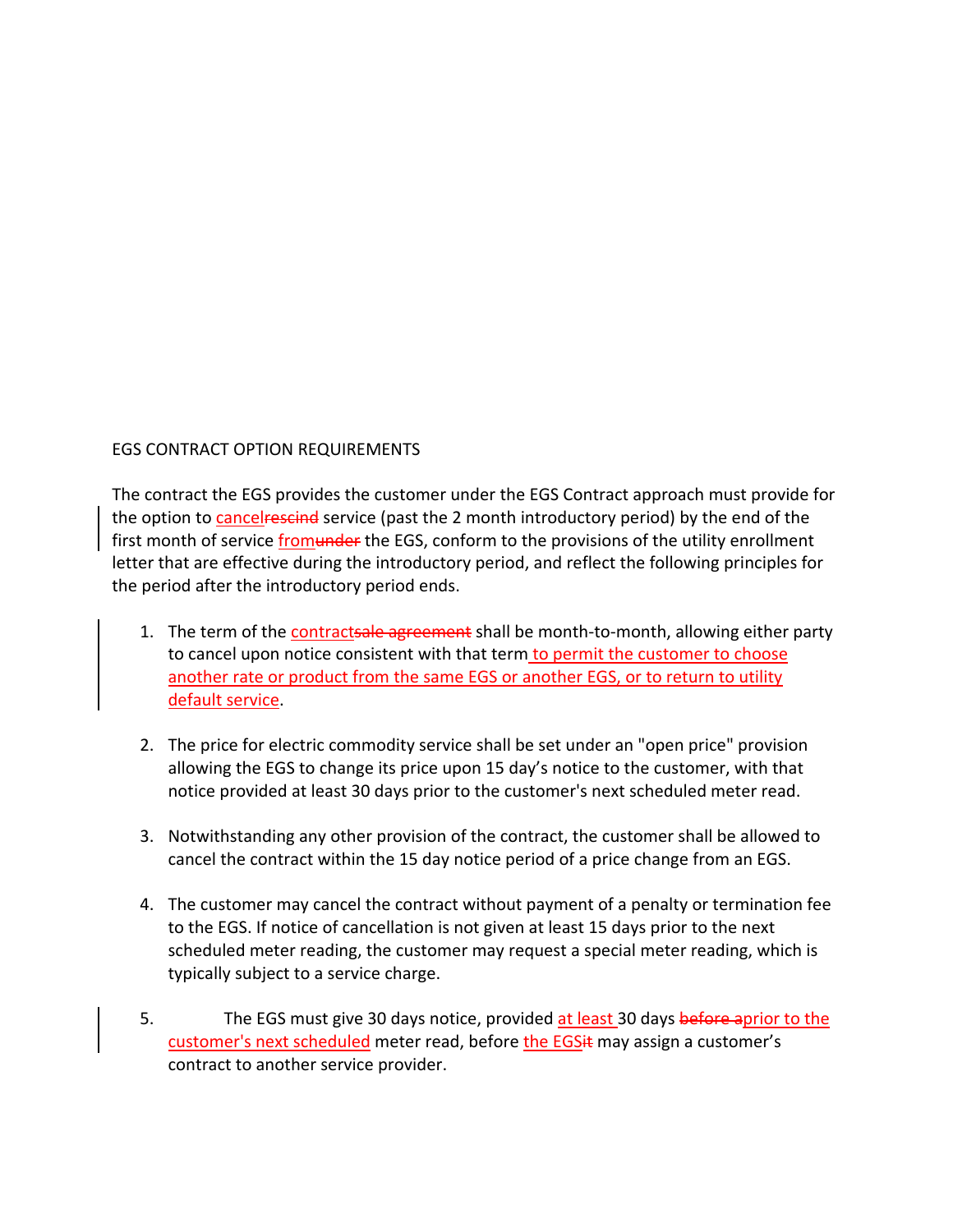EGS CONTRACT OPTION REQUIREMENTS

The contract the EGS provides the customer under the EGS Contract approach must provide for the option to cancel~~rescind~~ service (past the 2 month introductory period) by the end of the first month of service from~~under~~ the EGS, conform to the provisions of the utility enrollment letter that are effective during the introductory period, and reflect the following principles for the period after the introductory period ends.

1. The term of the contract~~sale agreement~~ shall be month-to-month, allowing either party to cancel upon notice consistent with that term to permit the customer to choose another rate or product from the same EGS or another EGS, or to return to utility default service.

2. The price for electric commodity service shall be set under an "open price" provision allowing the EGS to change its price upon 15 day's notice to the customer, with that notice provided at least 30 days prior to the customer's next scheduled meter read.

3. Notwithstanding any other provision of the contract, the customer shall be allowed to cancel the contract within the 15 day notice period of a price change from an EGS.

4. The customer may cancel the contract without payment of a penalty or termination fee to the EGS. If notice of cancellation is not given at least 15 days prior to the next scheduled meter reading, the customer may request a special meter reading, which is typically subject to a service charge.

5. The EGS must give 30 days notice, provided at least 30 days ~~before a~~prior to the customer's next scheduled meter read, before the EGS~~it~~ may assign a customer's contract to another service provider.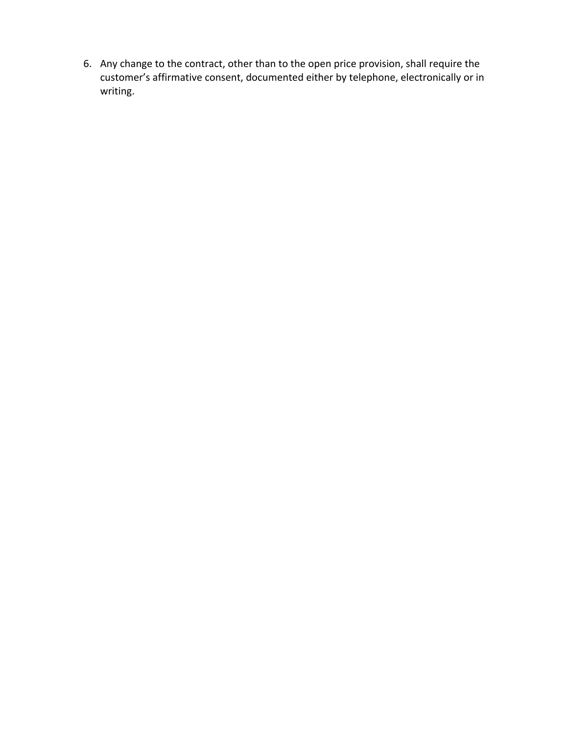6. Any change to the contract, other than to the open price provision, shall require the customer’s affirmative consent, documented either by telephone, electronically or in writing.